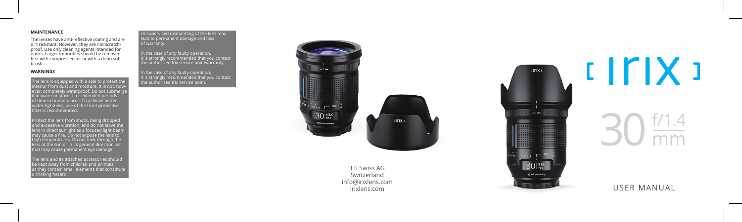### MAINTENANCE

The lenses have anti-reflective coating and are dirt resistant. However, they are not scratch-proof. Use only cleaning agents intended for optics. Larger impurities should be removed first with compressed air or with a clean soft brush.

### WARNINGS

The lens is equipped with a seal to protect the interior from dust and moisture. It is not, however, completely waterproof. Do not submerge it in water or store it for extended periods of time in humid places. To achieve better water-tightness, use of the front protective filter is recommended.

Protect the lens from shock, being dropped and excessive vibration, and do not leave the lens in direct sunlight as a focused light beam may cause a fire. Do not expose the lens to high temperatures. Do not look through the lens at the sun or in its general direction, as that may cause permanent eye damage.

The lens and its attached accessories should be kept away from children and animals, as they contain small elements that constitute a choking hazard.

Unsupervised dismantling of the lens may lead to permanent damage and loss of warranty.

In the case of any faulty operation, it is strongly recommended that you contact the authorized Irix service pointwarranty.

In the case of any faulty operation, it is strongly recommended that you contact the authorized Irix service point.

TH Swiss AG
Switzerland
info@irixlens.com
irixlens.com

# irix

## 30 mm f/1.4

USER MANUAL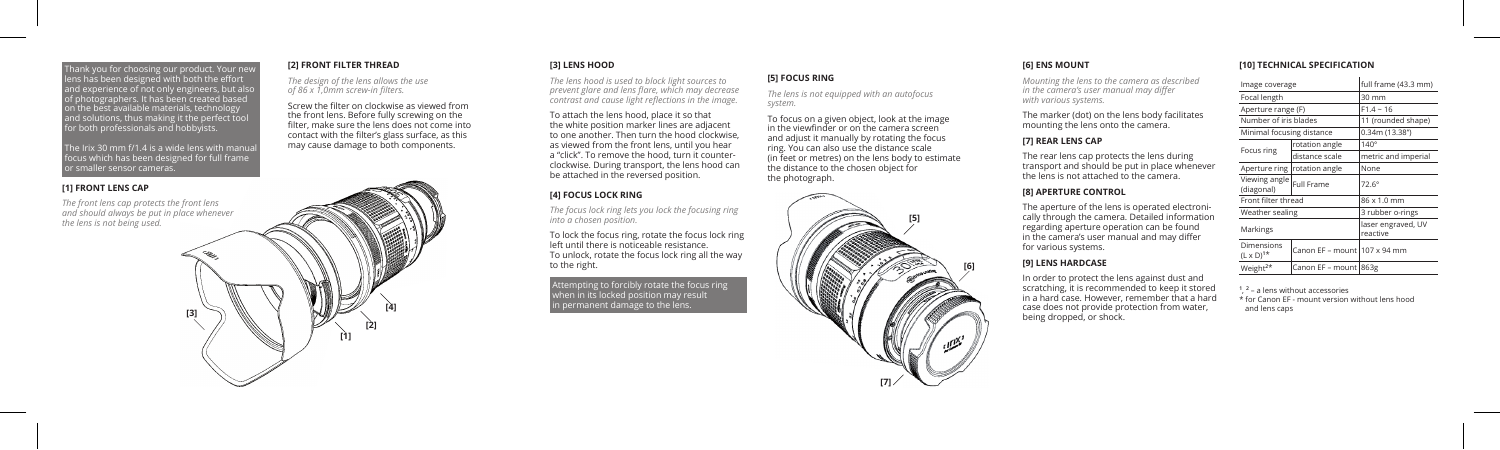Thank you for choosing our product. Your new lens has been designed with both the effort and experience of not only engineers, but also of photographers. It has been created based on the best available materials, technology and solutions, thus making it the perfect tool for both professionals and hobbyists.

The Irix 30 mm f/1.4 is a wide lens with manual focus which has been designed for full frame or smaller sensor cameras.

## [1] FRONT LENS CAP

*The front lens cap protects the front lens and should always be put in place whenever the lens is not being used.*

## [2] FRONT FILTER THREAD

*The design of the lens allows the use of 86 x 1,0mm screw-in filters.*

Screw the filter on clockwise as viewed from the front lens. Before fully screwing on the filter, make sure the lens does not come into contact with the filter's glass surface, as this may cause damage to both components.

[3]

[4]

[2]

[1]

## [3] LENS HOOD

*The lens hood is used to block light sources to prevent glare and lens flare, which may decrease contrast and cause light reflections in the image.*

To attach the lens hood, place it so that the white position marker lines are adjacent to one another. Then turn the hood clockwise, as viewed from the front lens, until you hear a "click". To remove the hood, turn it counter-clockwise. During transport, the lens hood can be attached in the reversed position.

## [4] FOCUS LOCK RING

*The focus lock ring lets you lock the focusing ring into a chosen position.*

To lock the focus ring, rotate the focus lock ring left until there is noticeable resistance. To unlock, rotate the focus lock ring all the way to the right.

Attempting to forcibly rotate the focus ring when in its locked position may result in permanent damage to the lens.

## [5] FOCUS RING

*The lens is not equipped with an autofocus system.*

To focus on a given object, look at the image in the viewfinder or on the camera screen and adjust it manually by rotating the focus ring. You can also use the distance scale (in feet or metres) on the lens body to estimate the distance to the chosen object for the photograph.

[5]

[6]

[7]

## [6] ENS MOUNT

*Mounting the lens to the camera as described in the camera's user manual may differ with various systems.*

The marker (dot) on the lens body facilitates mounting the lens onto the camera.

## [7] REAR LENS CAP

The rear lens cap protects the lens during transport and should be put in place whenever the lens is not attached to the camera.

## [8] APERTURE CONTROL

The aperture of the lens is operated electronically through the camera. Detailed information regarding aperture operation can be found in the camera's user manual and may differ for various systems.

## [9] LENS HARDCASE

In order to protect the lens against dust and scratching, it is recommended to keep it stored in a hard case. However, remember that a hard case does not provide protection from water, being dropped, or shock.

## [10] TECHNICAL SPECIFICATION

| | | |
|---|---|---|
| Image coverage | | full frame (43.3 mm) |
| Focal length | | 30 mm |
| Aperture range (F) | | F1.4 – 16 |
| Number of iris blades | | 11 (rounded shape) |
| Minimal focusing distance | | 0.34m (13.38") |
| Focus ring | rotation angle | 140° |
| | distance scale | metric and imperial |
| Aperture ring | rotation angle | None |
| Viewing angle (diagonal) | Full Frame | 72.6° |
| Front filter thread | | 86 x 1.0 mm |
| Weather sealing | | 3 rubber o-rings |
| Markings | | laser engraved, UV reactive |
| Dimensions (L x D)[1]* | Canon EF – mount | 107 x 94 mm |
| Weight[2]* | Canon EF – mount | 863g |

[1], [2] – a lens without accessories

\* for Canon EF - mount version without lens hood and lens caps